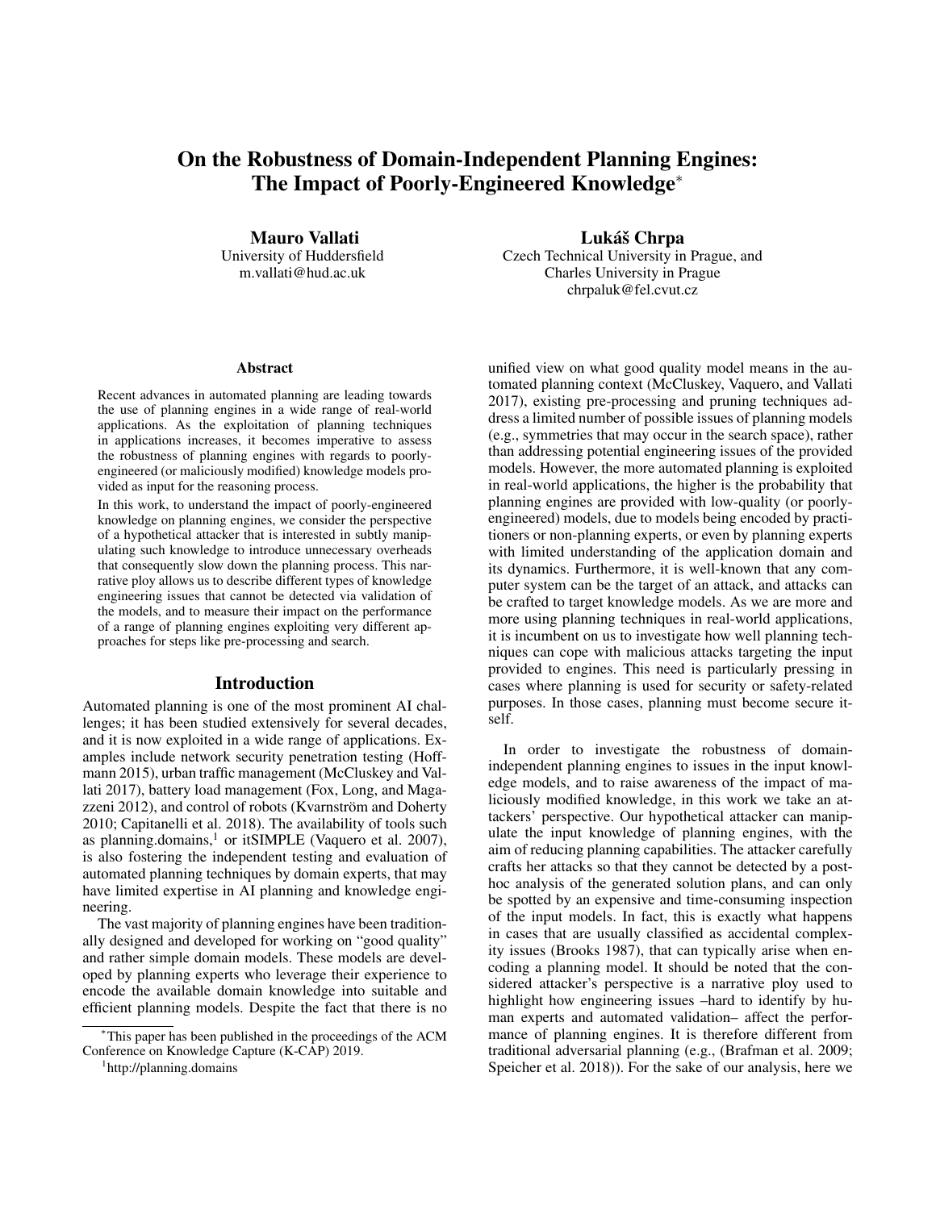# On the Robustness of Domain-Independent Planning Engines: The Impact of Poorly-Engineered Knowledge[*]

**Mauro Vallati**
University of Huddersfield
m.vallati@hud.ac.uk

**Lukáš Chrpa**
Czech Technical University in Prague, and
Charles University in Prague
chrpaluk@fel.cvut.cz

### Abstract

Recent advances in automated planning are leading towards the use of planning engines in a wide range of real-world applications. As the exploitation of planning techniques in applications increases, it becomes imperative to assess the robustness of planning engines with regards to poorly-engineered (or maliciously modified) knowledge models provided as input for the reasoning process.

In this work, to understand the impact of poorly-engineered knowledge on planning engines, we consider the perspective of a hypothetical attacker that is interested in subtly manipulating such knowledge to introduce unnecessary overheads that consequently slow down the planning process. This narrative ploy allows us to describe different types of knowledge engineering issues that cannot be detected via validation of the models, and to measure their impact on the performance of a range of planning engines exploiting very different approaches for steps like pre-processing and search.

## Introduction

Automated planning is one of the most prominent AI challenges; it has been studied extensively for several decades, and it is now exploited in a wide range of applications. Examples include network security penetration testing (Hoffmann 2015), urban traffic management (McCluskey and Vallati 2017), battery load management (Fox, Long, and Magazzeni 2012), and control of robots (Kvarnström and Doherty 2010; Capitanelli et al. 2018). The availability of tools such as planning.domains,[1] or itSIMPLE (Vaquero et al. 2007), is also fostering the independent testing and evaluation of automated planning techniques by domain experts, that may have limited expertise in AI planning and knowledge engineering.

The vast majority of planning engines have been traditionally designed and developed for working on "good quality" and rather simple domain models. These models are developed by planning experts who leverage their experience to encode the available domain knowledge into suitable and efficient planning models. Despite the fact that there is no unified view on what good quality model means in the automated planning context (McCluskey, Vaquero, and Vallati 2017), existing pre-processing and pruning techniques address a limited number of possible issues of planning models (e.g., symmetries that may occur in the search space), rather than addressing potential engineering issues of the provided models. However, the more automated planning is exploited in real-world applications, the higher is the probability that planning engines are provided with low-quality (or poorly-engineered) models, due to models being encoded by practitioners or non-planning experts, or even by planning experts with limited understanding of the application domain and its dynamics. Furthermore, it is well-known that any computer system can be the target of an attack, and attacks can be crafted to target knowledge models. As we are more and more using planning techniques in real-world applications, it is incumbent on us to investigate how well planning techniques can cope with malicious attacks targeting the input provided to engines. This need is particularly pressing in cases where planning is used for security or safety-related purposes. In those cases, planning must become secure itself.

In order to investigate the robustness of domain-independent planning engines to issues in the input knowledge models, and to raise awareness of the impact of maliciously modified knowledge, in this work we take an attackers' perspective. Our hypothetical attacker can manipulate the input knowledge of planning engines, with the aim of reducing planning capabilities. The attacker carefully crafts her attacks so that they cannot be detected by a post-hoc analysis of the generated solution plans, and can only be spotted by an expensive and time-consuming inspection of the input models. In fact, this is exactly what happens in cases that are usually classified as accidental complexity issues (Brooks 1987), that can typically arise when encoding a planning model. It should be noted that the considered attacker's perspective is a narrative ploy used to highlight how engineering issues –hard to identify by human experts and automated validation– affect the performance of planning engines. It is therefore different from traditional adversarial planning (e.g., (Brafman et al. 2009; Speicher et al. 2018)). For the sake of our analysis, here we

---

[*] This paper has been published in the proceedings of the ACM Conference on Knowledge Capture (K-CAP) 2019.

[1] http://planning.domains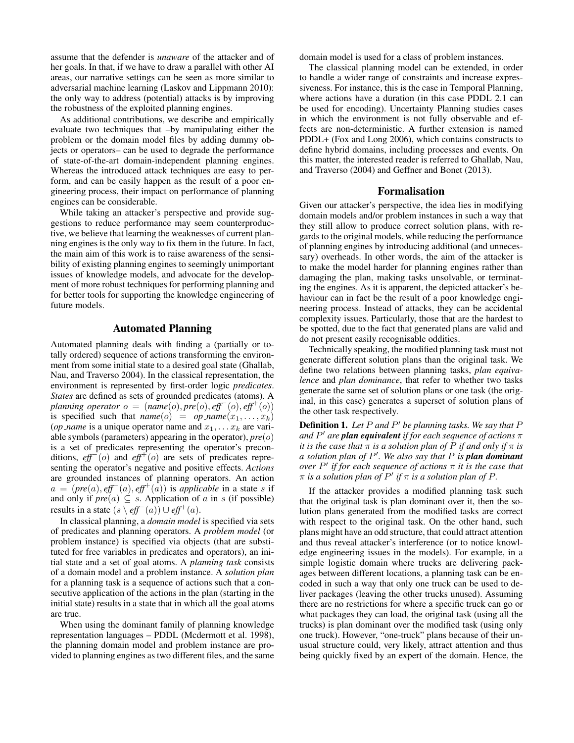assume that the defender is *unaware* of the attacker and of her goals. In that, if we have to draw a parallel with other AI areas, our narrative settings can be seen as more similar to adversarial machine learning (Laskov and Lippmann 2010): the only way to address (potential) attacks is by improving the robustness of the exploited planning engines.

As additional contributions, we describe and empirically evaluate two techniques that –by manipulating either the problem or the domain model files by adding dummy objects or operators– can be used to degrade the performance of state-of-the-art domain-independent planning engines. Whereas the introduced attack techniques are easy to perform, and can be easily happen as the result of a poor engineering process, their impact on performance of planning engines can be considerable.

While taking an attacker's perspective and provide suggestions to reduce performance may seem counterproductive, we believe that learning the weaknesses of current planning engines is the only way to fix them in the future. In fact, the main aim of this work is to raise awareness of the sensibility of existing planning engines to seemingly unimportant issues of knowledge models, and advocate for the development of more robust techniques for performing planning and for better tools for supporting the knowledge engineering of future models.

## Automated Planning

Automated planning deals with finding a (partially or totally ordered) sequence of actions transforming the environment from some initial state to a desired goal state (Ghallab, Nau, and Traverso 2004). In the classical representation, the environment is represented by first-order logic *predicates*. *States* are defined as sets of grounded predicates (atoms). A *planning operator* $o = (name(o), pre(o), eff^{-}(o), eff^{+}(o))$ is specified such that $name(o) = op\_name(x_1, \ldots, x_k)$ ($op\_name$ is a unique operator name and $x_1, \ldots x_k$ are variable symbols (parameters) appearing in the operator), $pre(o)$ is a set of predicates representing the operator's preconditions, $eff^{-}(o)$ and $eff^{+}(o)$ are sets of predicates representing the operator's negative and positive effects. *Actions* are grounded instances of planning operators. An action $a = (pre(a), eff^{-}(a), eff^{+}(a))$ is *applicable* in a state $s$ if and only if $pre(a) \subseteq s$. Application of $a$ in $s$ (if possible) results in a state $(s \setminus eff^{-}(a)) \cup eff^{+}(a)$.

In classical planning, a *domain model* is specified via sets of predicates and planning operators. A *problem model* (or problem instance) is specified via objects (that are substituted for free variables in predicates and operators), an initial state and a set of goal atoms. A *planning task* consists of a domain model and a problem instance. A *solution plan* for a planning task is a sequence of actions such that a consecutive application of the actions in the plan (starting in the initial state) results in a state that in which all the goal atoms are true.

When using the dominant family of planning knowledge representation languages – PDDL (Mcdermott et al. 1998), the planning domain model and problem instance are provided to planning engines as two different files, and the same domain model is used for a class of problem instances.

The classical planning model can be extended, in order to handle a wider range of constraints and increase expressiveness. For instance, this is the case in Temporal Planning, where actions have a duration (in this case PDDL 2.1 can be used for encoding). Uncertainty Planning studies cases in which the environment is not fully observable and effects are non-deterministic. A further extension is named PDDL+ (Fox and Long 2006), which contains constructs to define hybrid domains, including processes and events. On this matter, the interested reader is referred to Ghallab, Nau, and Traverso (2004) and Geffner and Bonet (2013).

## Formalisation

Given our attacker's perspective, the idea lies in modifying domain models and/or problem instances in such a way that they still allow to produce correct solution plans, with regards to the original models, while reducing the performance of planning engines by introducing additional (and unnecessary) overheads. In other words, the aim of the attacker is to make the model harder for planning engines rather than damaging the plan, making tasks unsolvable, or terminating the engines. As it is apparent, the depicted attacker's behaviour can in fact be the result of a poor knowledge engineering process. Instead of attacks, they can be accidental complexity issues. Particularly, those that are the hardest to be spotted, due to the fact that generated plans are valid and do not present easily recognisable oddities.

Technically speaking, the modified planning task must not generate different solution plans than the original task. We define two relations between planning tasks, *plan equivalence* and *plan dominance*, that refer to whether two tasks generate the same set of solution plans or one task (the original, in this case) generates a superset of solution plans of the other task respectively.

**Definition 1.** *Let $P$ and $P'$ be planning tasks. We say that $P$ and $P'$ are **plan equivalent** if for each sequence of actions $\pi$ it is the case that $\pi$ is a solution plan of $P$ if and only if $\pi$ is a solution plan of $P'$. We also say that $P$ is **plan dominant** over $P'$ if for each sequence of actions $\pi$ it is the case that $\pi$ is a solution plan of $P'$ if $\pi$ is a solution plan of $P$.*

If the attacker provides a modified planning task such that the original task is plan dominant over it, then the solution plans generated from the modified tasks are correct with respect to the original task. On the other hand, such plans might have an odd structure, that could attract attention and thus reveal attacker's interference (or to notice knowledge engineering issues in the models). For example, in a simple logistic domain where trucks are delivering packages between different locations, a planning task can be encoded in such a way that only one truck can be used to deliver packages (leaving the other trucks unused). Assuming there are no restrictions for where a specific truck can go or what packages they can load, the original task (using all the trucks) is plan dominant over the modified task (using only one truck). However, "one-truck" plans because of their unusual structure could, very likely, attract attention and thus being quickly fixed by an expert of the domain. Hence, the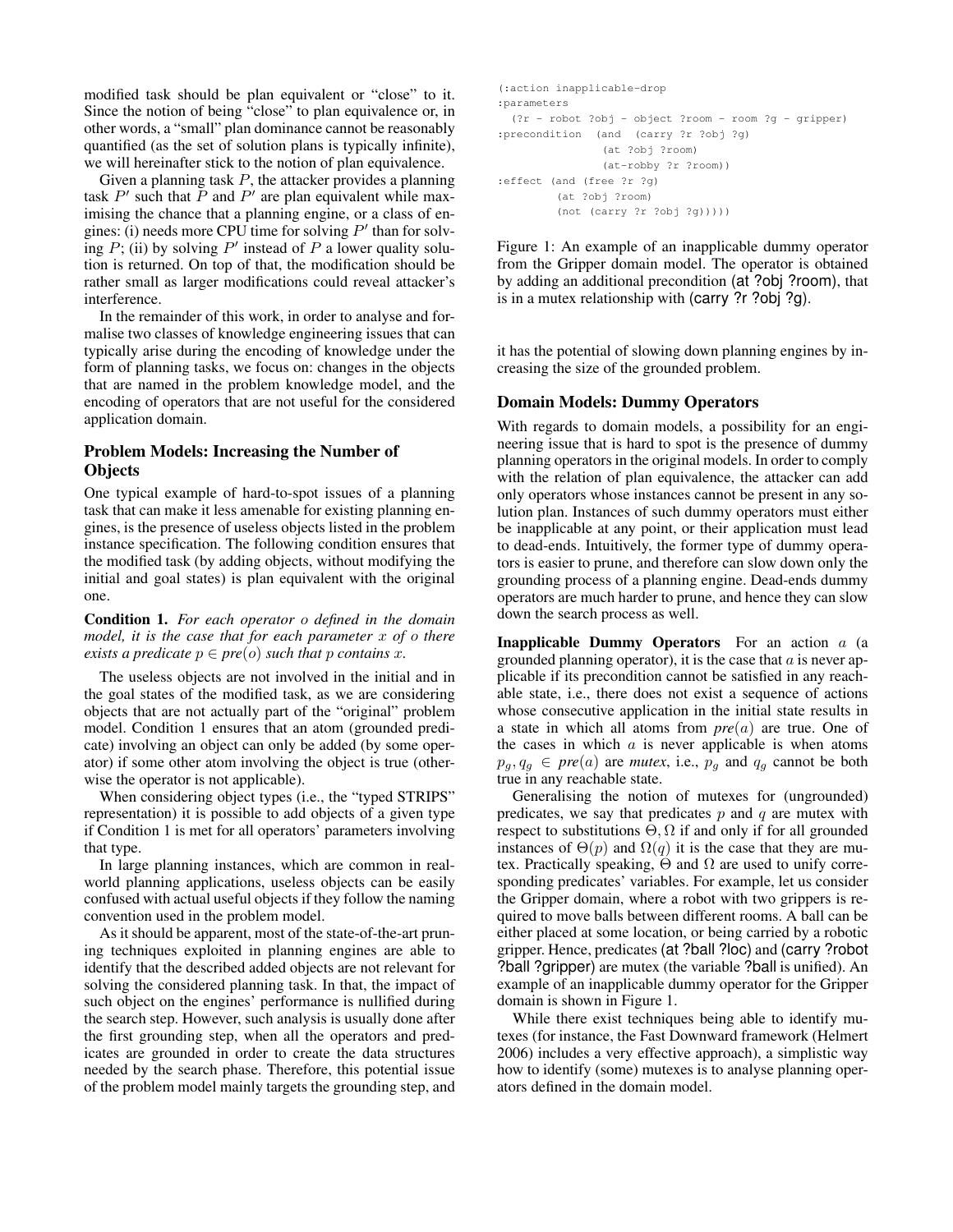modified task should be plan equivalent or "close" to it. Since the notion of being "close" to plan equivalence or, in other words, a "small" plan dominance cannot be reasonably quantified (as the set of solution plans is typically infinite), we will hereinafter stick to the notion of plan equivalence.

Given a planning task $P$, the attacker provides a planning task $P'$ such that $P$ and $P'$ are plan equivalent while maximising the chance that a planning engine, or a class of engines: (i) needs more CPU time for solving $P'$ than for solving $P$; (ii) by solving $P'$ instead of $P$ a lower quality solution is returned. On top of that, the modification should be rather small as larger modifications could reveal attacker's interference.

In the remainder of this work, in order to analyse and formalise two classes of knowledge engineering issues that can typically arise during the encoding of knowledge under the form of planning tasks, we focus on: changes in the objects that are named in the problem knowledge model, and the encoding of operators that are not useful for the considered application domain.

## Problem Models: Increasing the Number of Objects

One typical example of hard-to-spot issues of a planning task that can make it less amenable for existing planning engines, is the presence of useless objects listed in the problem instance specification. The following condition ensures that the modified task (by adding objects, without modifying the initial and goal states) is plan equivalent with the original one.

**Condition 1.** *For each operator $o$ defined in the domain model, it is the case that for each parameter $x$ of $o$ there exists a predicate $p \in pre(o)$ such that $p$ contains $x$.*

The useless objects are not involved in the initial and in the goal states of the modified task, as we are considering objects that are not actually part of the "original" problem model. Condition 1 ensures that an atom (grounded predicate) involving an object can only be added (by some operator) if some other atom involving the object is true (otherwise the operator is not applicable).

When considering object types (i.e., the "typed STRIPS" representation) it is possible to add objects of a given type if Condition 1 is met for all operators' parameters involving that type.

In large planning instances, which are common in real-world planning applications, useless objects can be easily confused with actual useful objects if they follow the naming convention used in the problem model.

As it should be apparent, most of the state-of-the-art pruning techniques exploited in planning engines are able to identify that the described added objects are not relevant for solving the considered planning task. In that, the impact of such object on the engines' performance is nullified during the search step. However, such analysis is usually done after the first grounding step, when all the operators and predicates are grounded in order to create the data structures needed by the search phase. Therefore, this potential issue of the problem model mainly targets the grounding step, and it has the potential of slowing down planning engines by increasing the size of the grounded problem.

```
(:action inapplicable-drop
:parameters
  (?r - robot ?obj - object ?room - room ?g - gripper)
:precondition  (and  (carry ?r ?obj ?g)
                (at ?obj ?room)
                (at-robby ?r ?room))
:effect (and (free ?r ?g)
         (at ?obj ?room)
         (not (carry ?r ?obj ?g)))))
```

Figure 1: An example of an inapplicable dummy operator from the Gripper domain model. The operator is obtained by adding an additional precondition (at ?obj ?room), that is in a mutex relationship with (carry ?r ?obj ?g).

## Domain Models: Dummy Operators

With regards to domain models, a possibility for an engineering issue that is hard to spot is the presence of dummy planning operators in the original models. In order to comply with the relation of plan equivalence, the attacker can add only operators whose instances cannot be present in any solution plan. Instances of such dummy operators must either be inapplicable at any point, or their application must lead to dead-ends. Intuitively, the former type of dummy operators is easier to prune, and therefore can slow down only the grounding process of a planning engine. Dead-ends dummy operators are much harder to prune, and hence they can slow down the search process as well.

**Inapplicable Dummy Operators** For an action $a$ (a grounded planning operator), it is the case that $a$ is never applicable if its precondition cannot be satisfied in any reachable state, i.e., there does not exist a sequence of actions whose consecutive application in the initial state results in a state in which all atoms from $pre(a)$ are true. One of the cases in which $a$ is never applicable is when atoms $p_g, q_g \in pre(a)$ are *mutex*, i.e., $p_g$ and $q_g$ cannot be both true in any reachable state.

Generalising the notion of mutexes for (ungrounded) predicates, we say that predicates $p$ and $q$ are mutex with respect to substitutions $\Theta, \Omega$ if and only if for all grounded instances of $\Theta(p)$ and $\Omega(q)$ it is the case that they are mutex. Practically speaking, $\Theta$ and $\Omega$ are used to unify corresponding predicates' variables. For example, let us consider the Gripper domain, where a robot with two grippers is required to move balls between different rooms. A ball can be either placed at some location, or being carried by a robotic gripper. Hence, predicates (at ?ball ?loc) and (carry ?robot ?ball ?gripper) are mutex (the variable ?ball is unified). An example of an inapplicable dummy operator for the Gripper domain is shown in Figure 1.

While there exist techniques being able to identify mutexes (for instance, the Fast Downward framework (Helmert 2006) includes a very effective approach), a simplistic way how to identify (some) mutexes is to analyse planning operators defined in the domain model.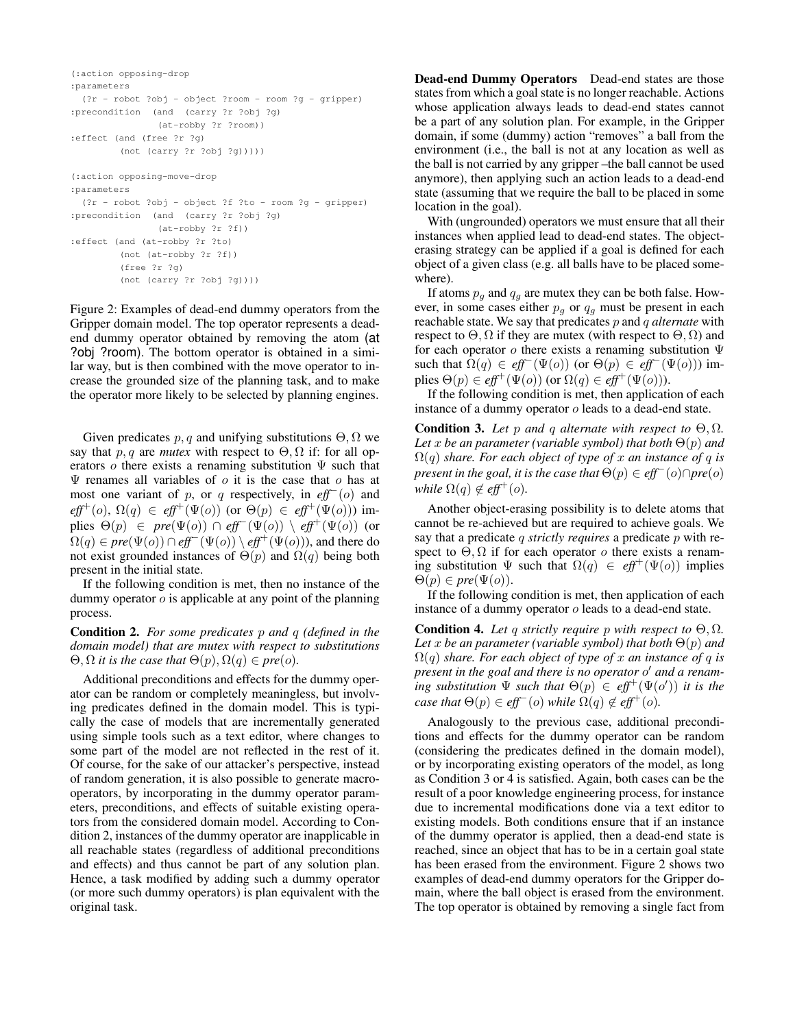```
(:action opposing-drop
:parameters
  (?r - robot ?obj - object ?room - room ?g - gripper)
:precondition  (and  (carry ?r ?obj ?g)
                (at-robby ?r ?room))
:effect (and (free ?r ?g)
         (not (carry ?r ?obj ?g)))))

(:action opposing-move-drop
:parameters
  (?r - robot ?obj - object ?f ?to - room ?g - gripper)
:precondition  (and  (carry ?r ?obj ?g)
                (at-robby ?r ?f))
:effect (and (at-robby ?r ?to)
         (not (at-robby ?r ?f))
         (free ?r ?g)
         (not (carry ?r ?obj ?g))))
```

Figure 2: Examples of dead-end dummy operators from the Gripper domain model. The top operator represents a dead-end dummy operator obtained by removing the atom (at ?obj ?room). The bottom operator is obtained in a similar way, but is then combined with the move operator to increase the grounded size of the planning task, and to make the operator more likely to be selected by planning engines.

Given predicates $p, q$ and unifying substitutions $\Theta, \Omega$ we say that $p, q$ are *mutex* with respect to $\Theta, \Omega$ if: for all operators $o$ there exists a renaming substitution $\Psi$ such that $\Psi$ renames all variables of $o$ it is the case that $o$ has at most one variant of $p$, or $q$ respectively, in $\mathit{eff}^-(o)$ and $\mathit{eff}^+(o)$, $\Omega(q) \in \mathit{eff}^+(\Psi(o))$ (or $\Theta(p) \in \mathit{eff}^+(\Psi(o))$) implies $\Theta(p) \in \mathit{pre}(\Psi(o)) \cap \mathit{eff}^-(\Psi(o)) \setminus \mathit{eff}^+(\Psi(o))$ (or $\Omega(q) \in \mathit{pre}(\Psi(o)) \cap \mathit{eff}^-(\Psi(o)) \setminus \mathit{eff}^+(\Psi(o))$), and there do not exist grounded instances of $\Theta(p)$ and $\Omega(q)$ being both present in the initial state.

If the following condition is met, then no instance of the dummy operator $o$ is applicable at any point of the planning process.

**Condition 2.** *For some predicates $p$ and $q$ (defined in the domain model) that are mutex with respect to substitutions $\Theta, \Omega$ it is the case that $\Theta(p), \Omega(q) \in \mathit{pre}(o)$.*

Additional preconditions and effects for the dummy operator can be random or completely meaningless, but involving predicates defined in the domain model. This is typically the case of models that are incrementally generated using simple tools such as a text editor, where changes to some part of the model are not reflected in the rest of it. Of course, for the sake of our attacker's perspective, instead of random generation, it is also possible to generate macro-operators, by incorporating in the dummy operator parameters, preconditions, and effects of suitable existing operators from the considered domain model. According to Condition 2, instances of the dummy operator are inapplicable in all reachable states (regardless of additional preconditions and effects) and thus cannot be part of any solution plan. Hence, a task modified by adding such a dummy operator (or more such dummy operators) is plan equivalent with the original task.

**Dead-end Dummy Operators** Dead-end states are those states from which a goal state is no longer reachable. Actions whose application always leads to dead-end states cannot be a part of any solution plan. For example, in the Gripper domain, if some (dummy) action "removes" a ball from the environment (i.e., the ball is not at any location as well as the ball is not carried by any gripper –the ball cannot be used anymore), then applying such an action leads to a dead-end state (assuming that we require the ball to be placed in some location in the goal).

With (ungrounded) operators we must ensure that all their instances when applied lead to dead-end states. The object-erasing strategy can be applied if a goal is defined for each object of a given class (e.g. all balls have to be placed somewhere).

If atoms $p_g$ and $q_g$ are mutex they can be both false. However, in some cases either $p_g$ or $q_g$ must be present in each reachable state. We say that predicates $p$ and $q$ *alternate* with respect to $\Theta, \Omega$ if they are mutex (with respect to $\Theta, \Omega$) and for each operator $o$ there exists a renaming substitution $\Psi$ such that $\Omega(q) \in \mathit{eff}^-(\Psi(o))$ (or $\Theta(p) \in \mathit{eff}^-(\Psi(o))$) implies $\Theta(p) \in \mathit{eff}^+(\Psi(o))$ (or $\Omega(q) \in \mathit{eff}^+(\Psi(o))$).

If the following condition is met, then application of each instance of a dummy operator $o$ leads to a dead-end state.

**Condition 3.** *Let $p$ and $q$ alternate with respect to $\Theta, \Omega$. Let $x$ be an parameter (variable symbol) that both $\Theta(p)$ and $\Omega(q)$ share. For each object of type of $x$ an instance of $q$ is present in the goal, it is the case that $\Theta(p) \in \mathit{eff}^-(o) \cap \mathit{pre}(o)$ while $\Omega(q) \notin \mathit{eff}^+(o)$.*

Another object-erasing possibility is to delete atoms that cannot be re-achieved but are required to achieve goals. We say that a predicate $q$ *strictly requires* a predicate $p$ with respect to $\Theta, \Omega$ if for each operator $o$ there exists a renaming substitution $\Psi$ such that $\Omega(q) \in \mathit{eff}^+(\Psi(o))$ implies $\Theta(p) \in \mathit{pre}(\Psi(o))$.

If the following condition is met, then application of each instance of a dummy operator $o$ leads to a dead-end state.

**Condition 4.** *Let $q$ strictly require $p$ with respect to $\Theta, \Omega$. Let $x$ be an parameter (variable symbol) that both $\Theta(p)$ and $\Omega(q)$ share. For each object of type of $x$ an instance of $q$ is present in the goal and there is no operator $o'$ and a renaming substitution $\Psi$ such that $\Theta(p) \in \mathit{eff}^+(\Psi(o'))$ it is the case that $\Theta(p) \in \mathit{eff}^-(o)$ while $\Omega(q) \notin \mathit{eff}^+(o)$.*

Analogously to the previous case, additional preconditions and effects for the dummy operator can be random (considering the predicates defined in the domain model), or by incorporating existing operators of the model, as long as Condition 3 or 4 is satisfied. Again, both cases can be the result of a poor knowledge engineering process, for instance due to incremental modifications done via a text editor to existing models. Both conditions ensure that if an instance of the dummy operator is applied, then a dead-end state is reached, since an object that has to be in a certain goal state has been erased from the environment. Figure 2 shows two examples of dead-end dummy operators for the Gripper domain, where the ball object is erased from the environment. The top operator is obtained by removing a single fact from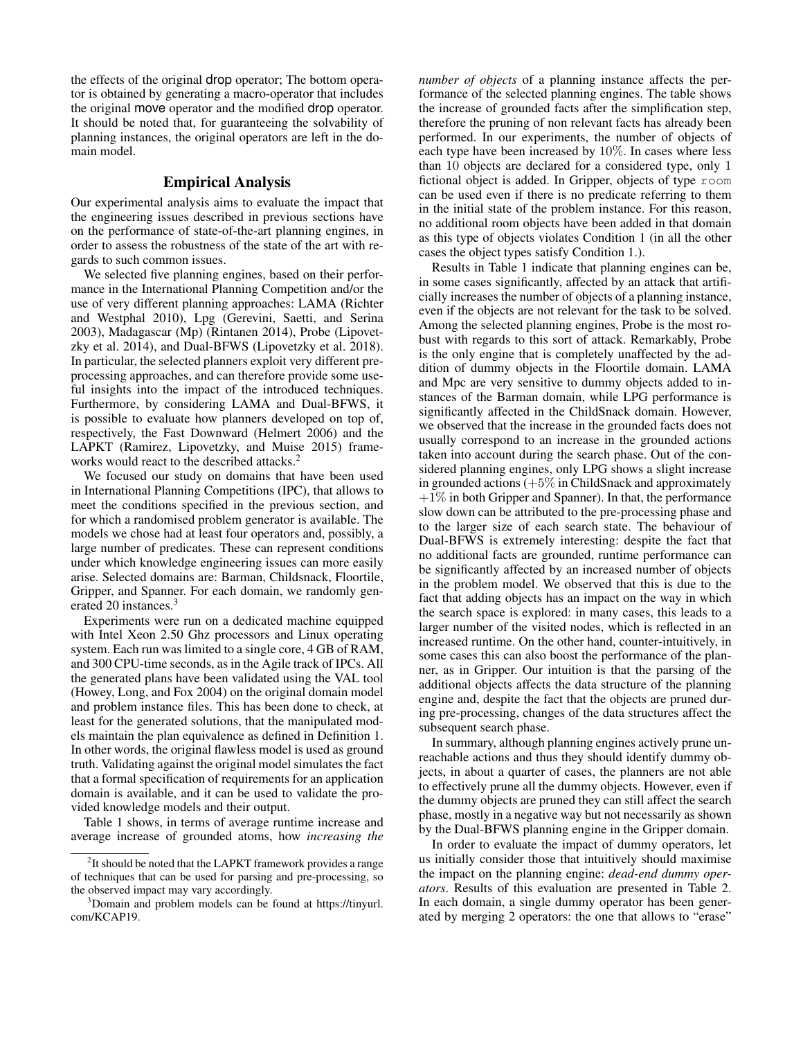the effects of the original drop operator; The bottom operator is obtained by generating a macro-operator that includes the original move operator and the modified drop operator. It should be noted that, for guaranteeing the solvability of planning instances, the original operators are left in the domain model.

## Empirical Analysis

Our experimental analysis aims to evaluate the impact that the engineering issues described in previous sections have on the performance of state-of-the-art planning engines, in order to assess the robustness of the state of the art with regards to such common issues.

We selected five planning engines, based on their performance in the International Planning Competition and/or the use of very different planning approaches: LAMA (Richter and Westphal 2010), Lpg (Gerevini, Saetti, and Serina 2003), Madagascar (Mp) (Rintanen 2014), Probe (Lipovetzky et al. 2014), and Dual-BFWS (Lipovetzky et al. 2018). In particular, the selected planners exploit very different pre-processing approaches, and can therefore provide some useful insights into the impact of the introduced techniques. Furthermore, by considering LAMA and Dual-BFWS, it is possible to evaluate how planners developed on top of, respectively, the Fast Downward (Helmert 2006) and the LAPKT (Ramirez, Lipovetzky, and Muise 2015) frameworks would react to the described attacks.[2]

We focused our study on domains that have been used in International Planning Competitions (IPC), that allows to meet the conditions specified in the previous section, and for which a randomised problem generator is available. The models we chose had at least four operators and, possibly, a large number of predicates. These can represent conditions under which knowledge engineering issues can more easily arise. Selected domains are: Barman, Childsnack, Floortile, Gripper, and Spanner. For each domain, we randomly generated 20 instances.[3]

Experiments were run on a dedicated machine equipped with Intel Xeon 2.50 Ghz processors and Linux operating system. Each run was limited to a single core, 4 GB of RAM, and 300 CPU-time seconds, as in the Agile track of IPCs. All the generated plans have been validated using the VAL tool (Howey, Long, and Fox 2004) on the original domain model and problem instance files. This has been done to check, at least for the generated solutions, that the manipulated models maintain the plan equivalence as defined in Definition 1. In other words, the original flawless model is used as ground truth. Validating against the original model simulates the fact that a formal specification of requirements for an application domain is available, and it can be used to validate the provided knowledge models and their output.

Table 1 shows, in terms of average runtime increase and average increase of grounded atoms, how *increasing the number of objects* of a planning instance affects the performance of the selected planning engines. The table shows the increase of grounded facts after the simplification step, therefore the pruning of non relevant facts has already been performed. In our experiments, the number of objects of each type have been increased by $10\%$. In cases where less than $10$ objects are declared for a considered type, only $1$ fictional object is added. In Gripper, objects of type `room` can be used even if there is no predicate referring to them in the initial state of the problem instance. For this reason, no additional room objects have been added in that domain as this type of objects violates Condition 1 (in all the other cases the object types satisfy Condition 1.).

Results in Table 1 indicate that planning engines can be, in some cases significantly, affected by an attack that artificially increases the number of objects of a planning instance, even if the objects are not relevant for the task to be solved. Among the selected planning engines, Probe is the most robust with regards to this sort of attack. Remarkably, Probe is the only engine that is completely unaffected by the addition of dummy objects in the Floortile domain. LAMA and Mpc are very sensitive to dummy objects added to instances of the Barman domain, while LPG performance is significantly affected in the ChildSnack domain. However, we observed that the increase in the grounded facts does not usually correspond to an increase in the grounded actions taken into account during the search phase. Out of the considered planning engines, only LPG shows a slight increase in grounded actions ($+5\%$ in ChildSnack and approximately $+1\%$ in both Gripper and Spanner). In that, the performance slow down can be attributed to the pre-processing phase and to the larger size of each search state. The behaviour of Dual-BFWS is extremely interesting: despite the fact that no additional facts are grounded, runtime performance can be significantly affected by an increased number of objects in the problem model. We observed that this is due to the fact that adding objects has an impact on the way in which the search space is explored: in many cases, this leads to a larger number of the visited nodes, which is reflected in an increased runtime. On the other hand, counter-intuitively, in some cases this can also boost the performance of the planner, as in Gripper. Our intuition is that the parsing of the additional objects affects the data structure of the planning engine and, despite the fact that the objects are pruned during pre-processing, changes of the data structures affect the subsequent search phase.

In summary, although planning engines actively prune unreachable actions and thus they should identify dummy objects, in about a quarter of cases, the planners are not able to effectively prune all the dummy objects. However, even if the dummy objects are pruned they can still affect the search phase, mostly in a negative way but not necessarily as shown by the Dual-BFWS planning engine in the Gripper domain.

In order to evaluate the impact of dummy operators, let us initially consider those that intuitively should maximise the impact on the planning engine: *dead-end dummy operators*. Results of this evaluation are presented in Table 2. In each domain, a single dummy operator has been generated by merging 2 operators: the one that allows to "erase"

[2] It should be noted that the LAPKT framework provides a range of techniques that can be used for parsing and pre-processing, so the observed impact may vary accordingly.

[3] Domain and problem models can be found at https://tinyurl.com/KCAP19.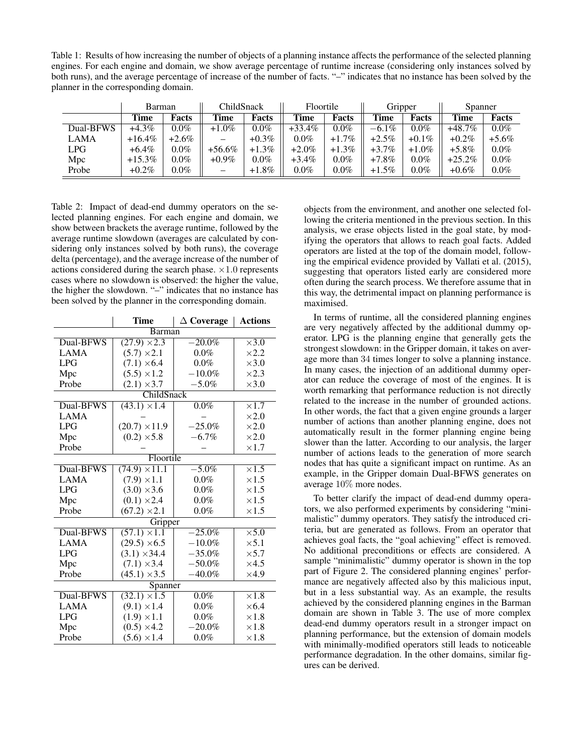Table 1: Results of how increasing the number of objects of a planning instance affects the performance of the selected planning engines. For each engine and domain, we show average percentage of runtime increase (considering only instances solved by both runs), and the average percentage of increase of the number of facts. "–" indicates that no instance has been solved by the planner in the corresponding domain.

| | Barman | | ChildSnack | | Floortile | | Gripper | | Spanner | |
|---|---|---|---|---|---|---|---|---|---|---|
| | **Time** | **Facts** | **Time** | **Facts** | **Time** | **Facts** | **Time** | **Facts** | **Time** | **Facts** |
| Dual-BFWS | +4.3% | 0.0% | +1.0% | 0.0% | +33.4% | 0.0% | −6.1% | 0.0% | +48.7% | 0.0% |
| LAMA | +16.4% | +2.6% | – | +0.3% | 0.0% | +1.7% | +2.5% | +0.1% | +0.2% | +5.6% |
| LPG | +6.4% | 0.0% | +56.6% | +1.3% | +2.0% | +1.3% | +3.7% | +1.0% | +5.8% | 0.0% |
| Mpc | +15.3% | 0.0% | +0.9% | 0.0% | +3.4% | 0.0% | +7.8% | 0.0% | +25.2% | 0.0% |
| Probe | +0.2% | 0.0% | – | +1.8% | 0.0% | 0.0% | +1.5% | 0.0% | +0.6% | 0.0% |

Table 2: Impact of dead-end dummy operators on the selected planning engines. For each engine and domain, we show between brackets the average runtime, followed by the average runtime slowdown (averages are calculated by considering only instances solved by both runs), the coverage delta (percentage), and the average increase of the number of actions considered during the search phase. $\times 1.0$ represents cases where no slowdown is observed: the higher the value, the higher the slowdown. "–" indicates that no instance has been solved by the planner in the corresponding domain.

| | **Time** | **Δ Coverage** | **Actions** |
|---|---|---|---|
| | Barman | | |
| Dual-BFWS | (27.9) ×2.3 | −20.0% | ×3.0 |
| LAMA | (5.7) ×2.1 | 0.0% | ×2.2 |
| LPG | (7.1) ×6.4 | 0.0% | ×3.0 |
| Mpc | (5.5) ×1.2 | −10.0% | ×2.3 |
| Probe | (2.1) ×3.7 | −5.0% | ×3.0 |
| | ChildSnack | | |
| Dual-BFWS | (43.1) ×1.4 | 0.0% | ×1.7 |
| LAMA | – | – | ×2.0 |
| LPG | (20.7) ×11.9 | −25.0% | ×2.0 |
| Mpc | (0.2) ×5.8 | −6.7% | ×2.0 |
| Probe | – | – | ×1.7 |
| | Floortile | | |
| Dual-BFWS | (74.9) ×11.1 | −5.0% | ×1.5 |
| LAMA | (7.9) ×1.1 | 0.0% | ×1.5 |
| LPG | (3.0) ×3.6 | 0.0% | ×1.5 |
| Mpc | (0.1) ×2.4 | 0.0% | ×1.5 |
| Probe | (67.2) ×2.1 | 0.0% | ×1.5 |
| | Gripper | | |
| Dual-BFWS | (57.1) ×1.1 | −25.0% | ×5.0 |
| LAMA | (29.5) ×6.5 | −10.0% | ×5.1 |
| LPG | (3.1) ×34.4 | −35.0% | ×5.7 |
| Mpc | (7.1) ×3.4 | −50.0% | ×4.5 |
| Probe | (45.1) ×3.5 | −40.0% | ×4.9 |
| | Spanner | | |
| Dual-BFWS | (32.1) ×1.5 | 0.0% | ×1.8 |
| LAMA | (9.1) ×1.4 | 0.0% | ×6.4 |
| LPG | (1.9) ×1.1 | 0.0% | ×1.8 |
| Mpc | (0.5) ×4.2 | −20.0% | ×1.8 |
| Probe | (5.6) ×1.4 | 0.0% | ×1.8 |

objects from the environment, and another one selected following the criteria mentioned in the previous section. In this analysis, we erase objects listed in the goal state, by modifying the operators that allows to reach goal facts. Added operators are listed at the top of the domain model, following the empirical evidence provided by Vallati et al. (2015), suggesting that operators listed early are considered more often during the search process. We therefore assume that in this way, the detrimental impact on planning performance is maximised.

In terms of runtime, all the considered planning engines are very negatively affected by the additional dummy operator. LPG is the planning engine that generally gets the strongest slowdown: in the Gripper domain, it takes on average more than 34 times longer to solve a planning instance. In many cases, the injection of an additional dummy operator can reduce the coverage of most of the engines. It is worth remarking that performance reduction is not directly related to the increase in the number of grounded actions. In other words, the fact that a given engine grounds a larger number of actions than another planning engine, does not automatically result in the former planning engine being slower than the latter. According to our analysis, the larger number of actions leads to the generation of more search nodes that has quite a significant impact on runtime. As an example, in the Gripper domain Dual-BFWS generates on average 10% more nodes.

To better clarify the impact of dead-end dummy operators, we also performed experiments by considering "minimalistic" dummy operators. They satisfy the introduced criteria, but are generated as follows. From an operator that achieves goal facts, the "goal achieving" effect is removed. No additional preconditions or effects are considered. A sample "minimalistic" dummy operator is shown in the top part of Figure 2. The considered planning engines' performance are negatively affected also by this malicious input, but in a less substantial way. As an example, the results achieved by the considered planning engines in the Barman domain are shown in Table 3. The use of more complex dead-end dummy operators result in a stronger impact on planning performance, but the extension of domain models with minimally-modified operators still leads to noticeable performance degradation. In the other domains, similar figures can be derived.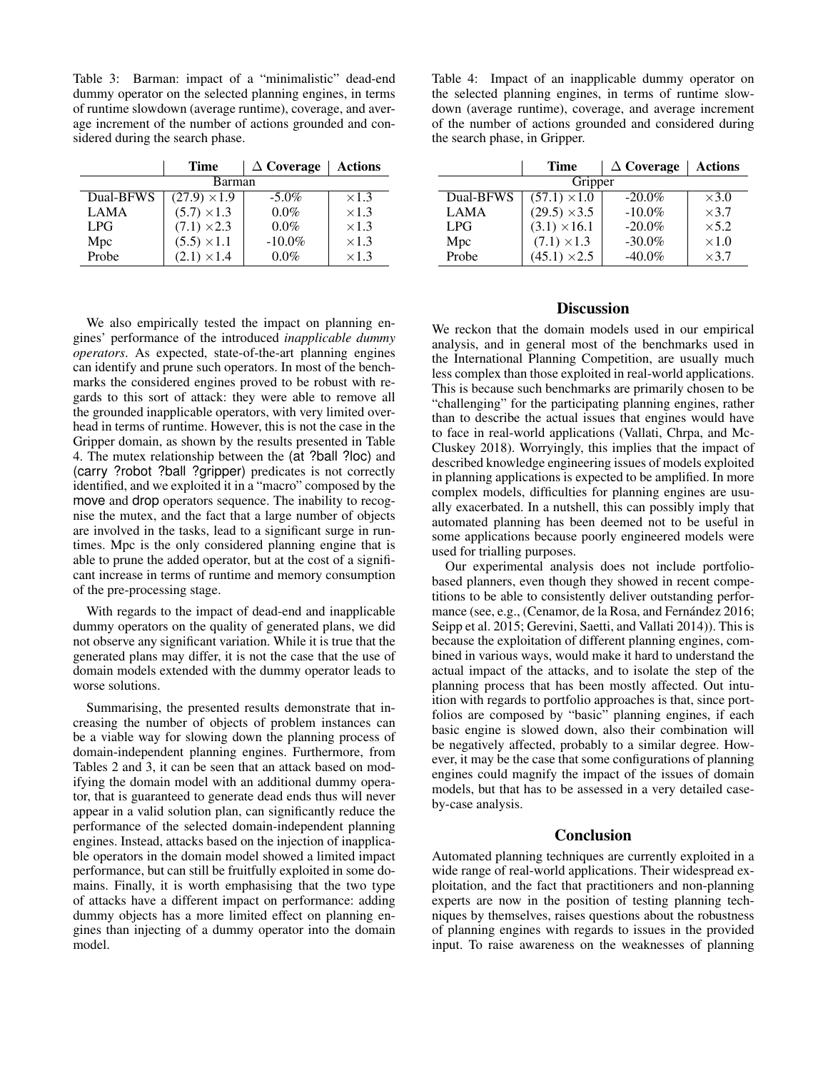Table 3: Barman: impact of a "minimalistic" dead-end dummy operator on the selected planning engines, in terms of runtime slowdown (average runtime), coverage, and average increment of the number of actions grounded and considered during the search phase.

| | Time | $\Delta$ Coverage | Actions |
|---|---|---|---|
| Barman | | | |
| Dual-BFWS | (27.9) $\times$1.9 | -5.0% | $\times$1.3 |
| LAMA | (5.7) $\times$1.3 | 0.0% | $\times$1.3 |
| LPG | (7.1) $\times$2.3 | 0.0% | $\times$1.3 |
| Mpc | (5.5) $\times$1.1 | -10.0% | $\times$1.3 |
| Probe | (2.1) $\times$1.4 | 0.0% | $\times$1.3 |

Table 4: Impact of an inapplicable dummy operator on the selected planning engines, in terms of runtime slowdown (average runtime), coverage, and average increment of the number of actions grounded and considered during the search phase, in Gripper.

| | Time | $\Delta$ Coverage | Actions |
|---|---|---|---|
| Gripper | | | |
| Dual-BFWS | (57.1) $\times$1.0 | -20.0% | $\times$3.0 |
| LAMA | (29.5) $\times$3.5 | -10.0% | $\times$3.7 |
| LPG | (3.1) $\times$16.1 | -20.0% | $\times$5.2 |
| Mpc | (7.1) $\times$1.3 | -30.0% | $\times$1.0 |
| Probe | (45.1) $\times$2.5 | -40.0% | $\times$3.7 |

We also empirically tested the impact on planning engines' performance of the introduced *inapplicable dummy operators*. As expected, state-of-the-art planning engines can identify and prune such operators. In most of the benchmarks the considered engines proved to be robust with regards to this sort of attack: they were able to remove all the grounded inapplicable operators, with very limited overhead in terms of runtime. However, this is not the case in the Gripper domain, as shown by the results presented in Table 4. The mutex relationship between the (at ?ball ?loc) and (carry ?robot ?ball ?gripper) predicates is not correctly identified, and we exploited it in a "macro" composed by the move and drop operators sequence. The inability to recognise the mutex, and the fact that a large number of objects are involved in the tasks, lead to a significant surge in runtimes. Mpc is the only considered planning engine that is able to prune the added operator, but at the cost of a significant increase in terms of runtime and memory consumption of the pre-processing stage.

With regards to the impact of dead-end and inapplicable dummy operators on the quality of generated plans, we did not observe any significant variation. While it is true that the generated plans may differ, it is not the case that the use of domain models extended with the dummy operator leads to worse solutions.

Summarising, the presented results demonstrate that increasing the number of objects of problem instances can be a viable way for slowing down the planning process of domain-independent planning engines. Furthermore, from Tables 2 and 3, it can be seen that an attack based on modifying the domain model with an additional dummy operator, that is guaranteed to generate dead ends thus will never appear in a valid solution plan, can significantly reduce the performance of the selected domain-independent planning engines. Instead, attacks based on the injection of inapplicable operators in the domain model showed a limited impact performance, but can still be fruitfully exploited in some domains. Finally, it is worth emphasising that the two type of attacks have a different impact on performance: adding dummy objects has a more limited effect on planning engines than injecting of a dummy operator into the domain model.

## Discussion

We reckon that the domain models used in our empirical analysis, and in general most of the benchmarks used in the International Planning Competition, are usually much less complex than those exploited in real-world applications. This is because such benchmarks are primarily chosen to be "challenging" for the participating planning engines, rather than to describe the actual issues that engines would have to face in real-world applications (Vallati, Chrpa, and McCluskey 2018). Worryingly, this implies that the impact of described knowledge engineering issues of models exploited in planning applications is expected to be amplified. In more complex models, difficulties for planning engines are usually exacerbated. In a nutshell, this can possibly imply that automated planning has been deemed not to be useful in some applications because poorly engineered models were used for trialling purposes.

Our experimental analysis does not include portfolio-based planners, even though they showed in recent competitions to be able to consistently deliver outstanding performance (see, e.g., (Cenamor, de la Rosa, and Fernández 2016; Seipp et al. 2015; Gerevini, Saetti, and Vallati 2014)). This is because the exploitation of different planning engines, combined in various ways, would make it hard to understand the actual impact of the attacks, and to isolate the step of the planning process that has been mostly affected. Out intuition with regards to portfolio approaches is that, since portfolios are composed by "basic" planning engines, if each basic engine is slowed down, also their combination will be negatively affected, probably to a similar degree. However, it may be the case that some configurations of planning engines could magnify the impact of the issues of domain models, but that has to be assessed in a very detailed case-by-case analysis.

## Conclusion

Automated planning techniques are currently exploited in a wide range of real-world applications. Their widespread exploitation, and the fact that practitioners and non-planning experts are now in the position of testing planning techniques by themselves, raises questions about the robustness of planning engines with regards to issues in the provided input. To raise awareness on the weaknesses of planning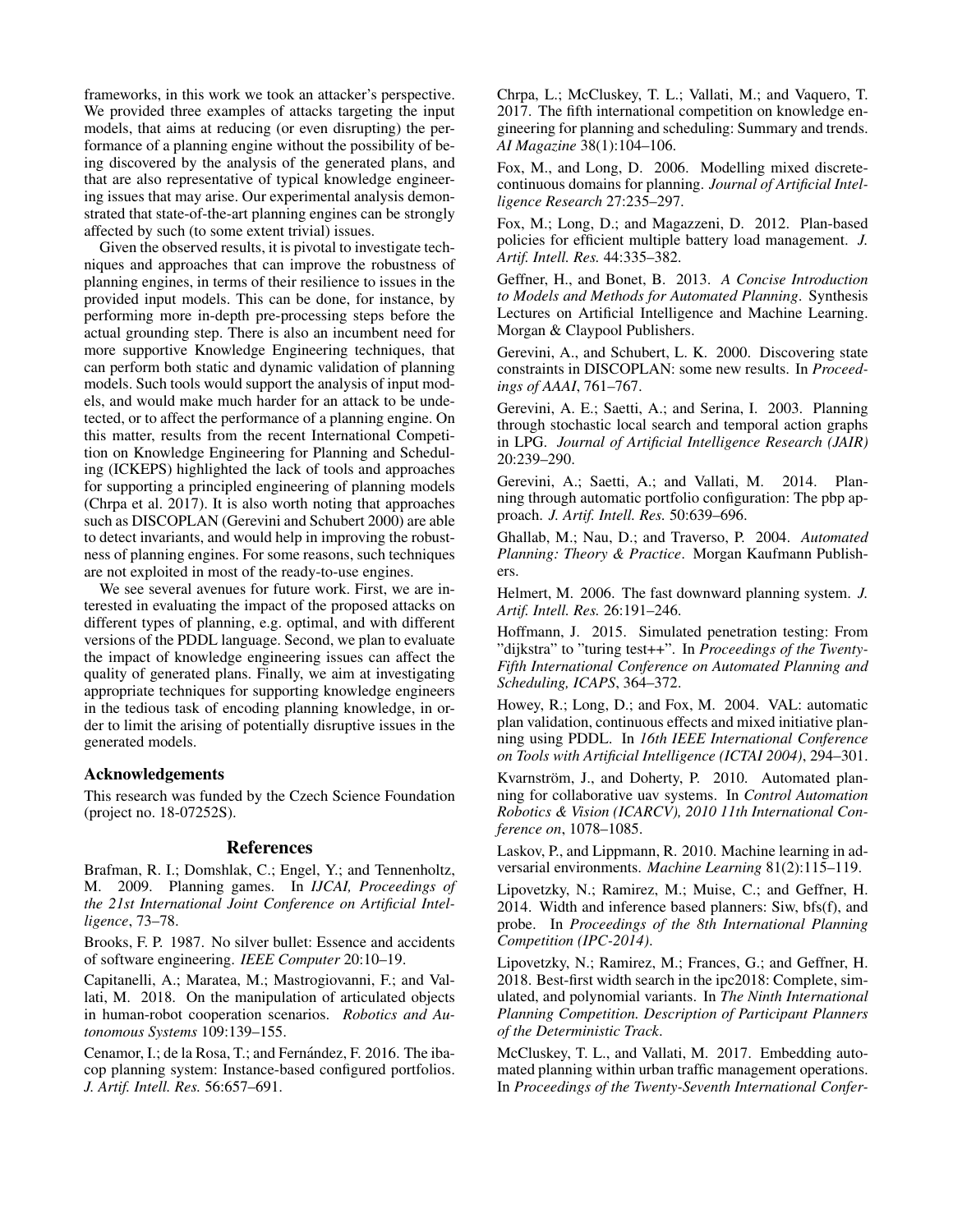frameworks, in this work we took an attacker's perspective. We provided three examples of attacks targeting the input models, that aims at reducing (or even disrupting) the performance of a planning engine without the possibility of being discovered by the analysis of the generated plans, and that are also representative of typical knowledge engineering issues that may arise. Our experimental analysis demonstrated that state-of-the-art planning engines can be strongly affected by such (to some extent trivial) issues.

Given the observed results, it is pivotal to investigate techniques and approaches that can improve the robustness of planning engines, in terms of their resilience to issues in the provided input models. This can be done, for instance, by performing more in-depth pre-processing steps before the actual grounding step. There is also an incumbent need for more supportive Knowledge Engineering techniques, that can perform both static and dynamic validation of planning models. Such tools would support the analysis of input models, and would make much harder for an attack to be undetected, or to affect the performance of a planning engine. On this matter, results from the recent International Competition on Knowledge Engineering for Planning and Scheduling (ICKEPS) highlighted the lack of tools and approaches for supporting a principled engineering of planning models (Chrpa et al. 2017). It is also worth noting that approaches such as DISCOPLAN (Gerevini and Schubert 2000) are able to detect invariants, and would help in improving the robustness of planning engines. For some reasons, such techniques are not exploited in most of the ready-to-use engines.

We see several avenues for future work. First, we are interested in evaluating the impact of the proposed attacks on different types of planning, e.g. optimal, and with different versions of the PDDL language. Second, we plan to evaluate the impact of knowledge engineering issues can affect the quality of generated plans. Finally, we aim at investigating appropriate techniques for supporting knowledge engineers in the tedious task of encoding planning knowledge, in order to limit the arising of potentially disruptive issues in the generated models.

### Acknowledgements

This research was funded by the Czech Science Foundation (project no. 18-07252S).

## References

Brafman, R. I.; Domshlak, C.; Engel, Y.; and Tennenholtz, M. 2009. Planning games. In *IJCAI, Proceedings of the 21st International Joint Conference on Artificial Intelligence*, 73–78.

Brooks, F. P. 1987. No silver bullet: Essence and accidents of software engineering. *IEEE Computer* 20:10–19.

Capitanelli, A.; Maratea, M.; Mastrogiovanni, F.; and Vallati, M. 2018. On the manipulation of articulated objects in human-robot cooperation scenarios. *Robotics and Autonomous Systems* 109:139–155.

Cenamor, I.; de la Rosa, T.; and Fernández, F. 2016. The ibacop planning system: Instance-based configured portfolios. *J. Artif. Intell. Res.* 56:657–691.

Chrpa, L.; McCluskey, T. L.; Vallati, M.; and Vaquero, T. 2017. The fifth international competition on knowledge engineering for planning and scheduling: Summary and trends. *AI Magazine* 38(1):104–106.

Fox, M., and Long, D. 2006. Modelling mixed discrete-continuous domains for planning. *Journal of Artificial Intelligence Research* 27:235–297.

Fox, M.; Long, D.; and Magazzeni, D. 2012. Plan-based policies for efficient multiple battery load management. *J. Artif. Intell. Res.* 44:335–382.

Geffner, H., and Bonet, B. 2013. *A Concise Introduction to Models and Methods for Automated Planning*. Synthesis Lectures on Artificial Intelligence and Machine Learning. Morgan & Claypool Publishers.

Gerevini, A., and Schubert, L. K. 2000. Discovering state constraints in DISCOPLAN: some new results. In *Proceedings of AAAI*, 761–767.

Gerevini, A. E.; Saetti, A.; and Serina, I. 2003. Planning through stochastic local search and temporal action graphs in LPG. *Journal of Artificial Intelligence Research (JAIR)* 20:239–290.

Gerevini, A.; Saetti, A.; and Vallati, M. 2014. Planning through automatic portfolio configuration: The pbp approach. *J. Artif. Intell. Res.* 50:639–696.

Ghallab, M.; Nau, D.; and Traverso, P. 2004. *Automated Planning: Theory & Practice*. Morgan Kaufmann Publishers.

Helmert, M. 2006. The fast downward planning system. *J. Artif. Intell. Res.* 26:191–246.

Hoffmann, J. 2015. Simulated penetration testing: From "dijkstra" to "turing test++". In *Proceedings of the Twenty-Fifth International Conference on Automated Planning and Scheduling, ICAPS*, 364–372.

Howey, R.; Long, D.; and Fox, M. 2004. VAL: automatic plan validation, continuous effects and mixed initiative planning using PDDL. In *16th IEEE International Conference on Tools with Artificial Intelligence (ICTAI 2004)*, 294–301.

Kvarnström, J., and Doherty, P. 2010. Automated planning for collaborative uav systems. In *Control Automation Robotics & Vision (ICARCV), 2010 11th International Conference on*, 1078–1085.

Laskov, P., and Lippmann, R. 2010. Machine learning in adversarial environments. *Machine Learning* 81(2):115–119.

Lipovetzky, N.; Ramirez, M.; Muise, C.; and Geffner, H. 2014. Width and inference based planners: Siw, bfs(f), and probe. In *Proceedings of the 8th International Planning Competition (IPC-2014)*.

Lipovetzky, N.; Ramirez, M.; Frances, G.; and Geffner, H. 2018. Best-first width search in the ipc2018: Complete, simulated, and polynomial variants. In *The Ninth International Planning Competition. Description of Participant Planners of the Deterministic Track*.

McCluskey, T. L., and Vallati, M. 2017. Embedding automated planning within urban traffic management operations. In *Proceedings of the Twenty-Seventh International Confer-*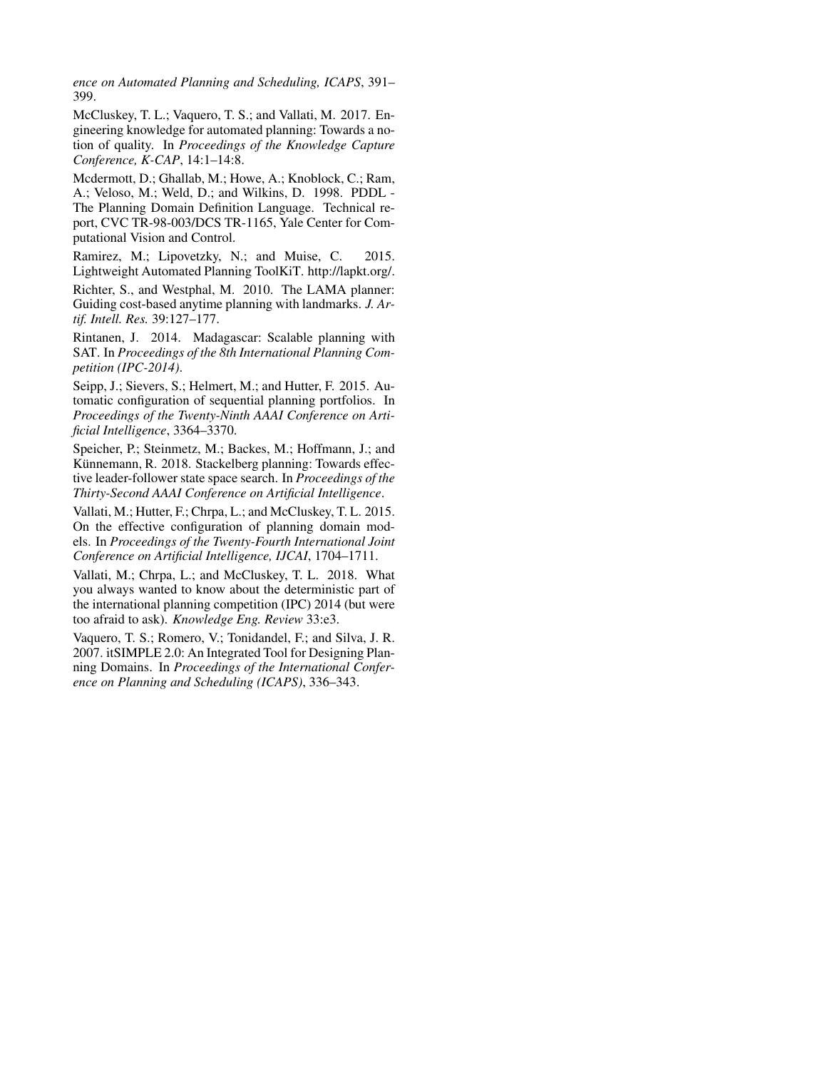*ence on Automated Planning and Scheduling, ICAPS*, 391–399.

McCluskey, T. L.; Vaquero, T. S.; and Vallati, M. 2017. Engineering knowledge for automated planning: Towards a notion of quality. In *Proceedings of the Knowledge Capture Conference, K-CAP*, 14:1–14:8.

Mcdermott, D.; Ghallab, M.; Howe, A.; Knoblock, C.; Ram, A.; Veloso, M.; Weld, D.; and Wilkins, D. 1998. PDDL - The Planning Domain Definition Language. Technical report, CVC TR-98-003/DCS TR-1165, Yale Center for Computational Vision and Control.

Ramirez, M.; Lipovetzky, N.; and Muise, C. 2015. Lightweight Automated Planning ToolKiT. http://lapkt.org/.

Richter, S., and Westphal, M. 2010. The LAMA planner: Guiding cost-based anytime planning with landmarks. *J. Artif. Intell. Res.* 39:127–177.

Rintanen, J. 2014. Madagascar: Scalable planning with SAT. In *Proceedings of the 8th International Planning Competition (IPC-2014)*.

Seipp, J.; Sievers, S.; Helmert, M.; and Hutter, F. 2015. Automatic configuration of sequential planning portfolios. In *Proceedings of the Twenty-Ninth AAAI Conference on Artificial Intelligence*, 3364–3370.

Speicher, P.; Steinmetz, M.; Backes, M.; Hoffmann, J.; and Künnemann, R. 2018. Stackelberg planning: Towards effective leader-follower state space search. In *Proceedings of the Thirty-Second AAAI Conference on Artificial Intelligence*.

Vallati, M.; Hutter, F.; Chrpa, L.; and McCluskey, T. L. 2015. On the effective configuration of planning domain models. In *Proceedings of the Twenty-Fourth International Joint Conference on Artificial Intelligence, IJCAI*, 1704–1711.

Vallati, M.; Chrpa, L.; and McCluskey, T. L. 2018. What you always wanted to know about the deterministic part of the international planning competition (IPC) 2014 (but were too afraid to ask). *Knowledge Eng. Review* 33:e3.

Vaquero, T. S.; Romero, V.; Tonidandel, F.; and Silva, J. R. 2007. itSIMPLE 2.0: An Integrated Tool for Designing Planning Domains. In *Proceedings of the International Conference on Planning and Scheduling (ICAPS)*, 336–343.